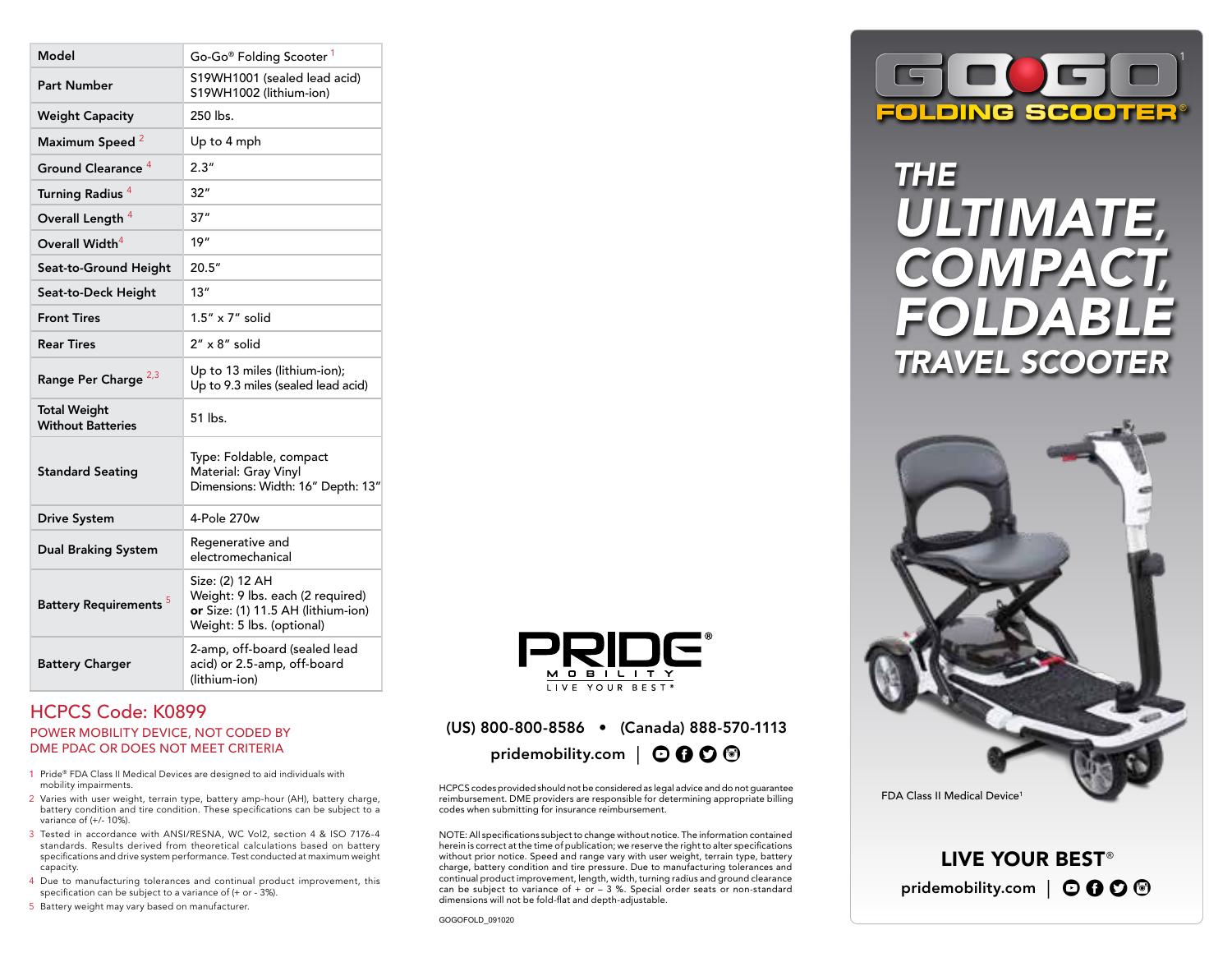| Model | Go-Go® Folding Scooter [1] |
|---|---|
| Part Number | S19WH1001 (sealed lead acid)<br>S19WH1002 (lithium-ion) |
| Weight Capacity | 250 lbs. |
| Maximum Speed [2] | Up to 4 mph |
| Ground Clearance [4] | 2.3″ |
| Turning Radius [4] | 32″ |
| Overall Length [4] | 37″ |
| Overall Width [4] | 19″ |
| Seat-to-Ground Height | 20.5″ |
| Seat-to-Deck Height | 13″ |
| Front Tires | 1.5″ x 7″ solid |
| Rear Tires | 2″ x 8″ solid |
| Range Per Charge [2,3] | Up to 13 miles (lithium-ion);<br>Up to 9.3 miles (sealed lead acid) |
| Total Weight Without Batteries | 51 lbs. |
| Standard Seating | Type: Foldable, compact<br>Material: Gray Vinyl<br>Dimensions: Width: 16″ Depth: 13″ |
| Drive System | 4-Pole 270w |
| Dual Braking System | Regenerative and electromechanical |
| Battery Requirements [5] | Size: (2) 12 AH<br>Weight: 9 lbs. each (2 required)<br>**or** Size: (1) 11.5 AH (lithium-ion)<br>Weight: 5 lbs. (optional) |
| Battery Charger | 2-amp, off-board (sealed lead acid) or 2.5-amp, off-board (lithium-ion) |

## HCPCS Code: K0899

POWER MOBILITY DEVICE, NOT CODED BY DME PDAC OR DOES NOT MEET CRITERIA

1. Pride® FDA Class II Medical Devices are designed to aid individuals with mobility impairments.
2. Varies with user weight, terrain type, battery amp-hour (AH), battery charge, battery condition and tire condition. These specifications can be subject to a variance of (+/- 10%).
3. Tested in accordance with ANSI/RESNA, WC Vol2, section 4 & ISO 7176-4 standards. Results derived from theoretical calculations based on battery specifications and drive system performance. Test conducted at maximum weight capacity.
4. Due to manufacturing tolerances and continual product improvement, this specification can be subject to a variance of (+ or - 3%).
5. Battery weight may vary based on manufacturer.

PRIDE® MOBILITY
LIVE YOUR BEST®

(US) 800-800-8586 • (Canada) 888-570-1113

pridemobility.com

HCPCS codes provided should not be considered as legal advice and do not guarantee reimbursement. DME providers are responsible for determining appropriate billing codes when submitting for insurance reimbursement.

NOTE: All specifications subject to change without notice. The information contained herein is correct at the time of publication; we reserve the right to alter specifications without prior notice. Speed and range vary with user weight, terrain type, battery charge, battery condition and tire pressure. Due to manufacturing tolerances and continual product improvement, length, width, turning radius and ground clearance can be subject to variance of + or – 3 %. Special order seats or non-standard dimensions will not be fold-flat and depth-adjustable.

GOGOFOLD_091020

# GO-GO® FOLDING SCOOTER® [1]

## THE ULTIMATE, COMPACT, FOLDABLE TRAVEL SCOOTER

FDA Class II Medical Device[1]

**LIVE YOUR BEST®**

pridemobility.com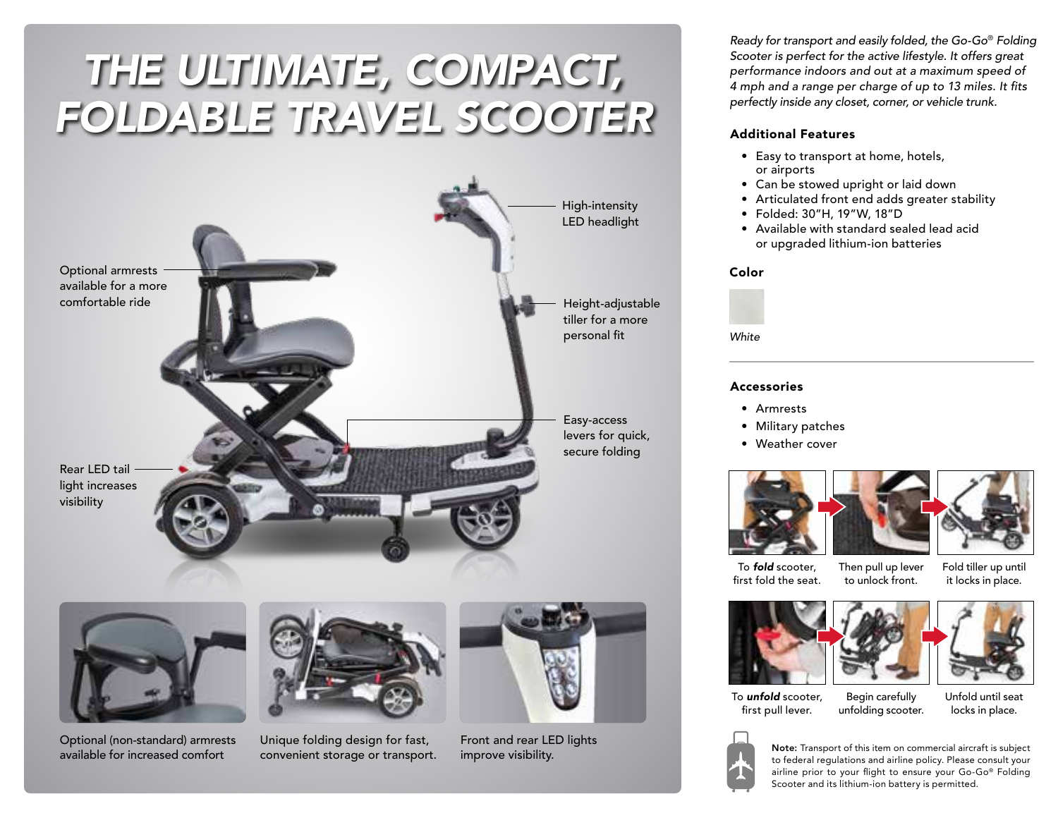# THE ULTIMATE, COMPACT, FOLDABLE TRAVEL SCOOTER

Optional armrests available for a more comfortable ride

High-intensity LED headlight

Height-adjustable tiller for a more personal fit

Easy-access levers for quick, secure folding

Rear LED tail light increases visibility

Optional (non-standard) armrests available for increased comfort

Unique folding design for fast, convenient storage or transport.

Front and rear LED lights improve visibility.

*Ready for transport and easily folded, the Go-Go® Folding Scooter is perfect for the active lifestyle. It offers great performance indoors and out at a maximum speed of 4 mph and a range per charge of up to 13 miles. It fits perfectly inside any closet, corner, or vehicle trunk.*

### Additional Features

- Easy to transport at home, hotels, or airports
- Can be stowed upright or laid down
- Articulated front end adds greater stability
- Folded: 30"H, 19"W, 18"D
- Available with standard sealed lead acid or upgraded lithium-ion batteries

### Color

*White*

### Accessories

- Armrests
- Military patches
- Weather cover

To ***fold*** scooter, first fold the seat. → Then pull up lever to unlock front. → Fold tiller up until it locks in place.

To ***unfold*** scooter, first pull lever. → Begin carefully unfolding scooter. → Unfold until seat locks in place.

**Note:** Transport of this item on commercial aircraft is subject to federal regulations and airline policy. Please consult your airline prior to your flight to ensure your Go-Go® Folding Scooter and its lithium-ion battery is permitted.